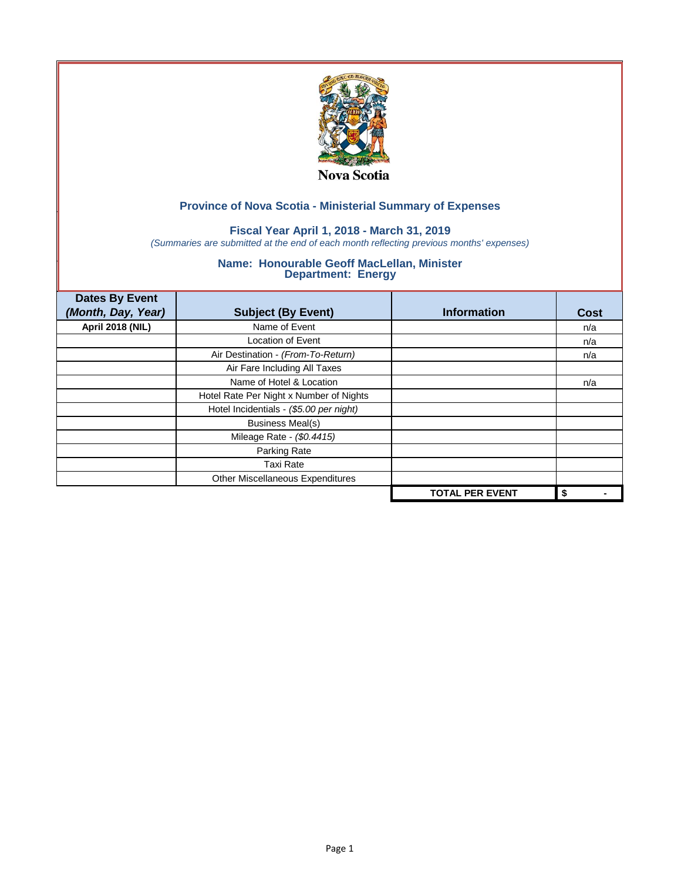Nova Scotia

## Province of Nova Scotia - Ministerial Summary of Expenses

### Fiscal Year April 1, 2018 - March 31, 2019

*(Summaries are submitted at the end of each month reflecting previous months' expenses)*

### Name: Honourable Geoff MacLellan, Minister
### Department: Energy

| Dates By Event *(Month, Day, Year)* | Subject (By Event) | Information | Cost |
|---|---|---|---|
| **April 2018 (NIL)** | Name of Event | | n/a |
| | Location of Event | | n/a |
| | Air Destination - *(From-To-Return)* | | n/a |
| | Air Fare Including All Taxes | | |
| | Name of Hotel & Location | | n/a |
| | Hotel Rate Per Night x Number of Nights | | |
| | Hotel Incidentials - *($5.00 per night)* | | |
| | Business Meal(s) | | |
| | Mileage Rate - *($0.4415)* | | |
| | Parking Rate | | |
| | Taxi Rate | | |
| | Other Miscellaneous Expenditures | | |
| | | **TOTAL PER EVENT** | **$ -** |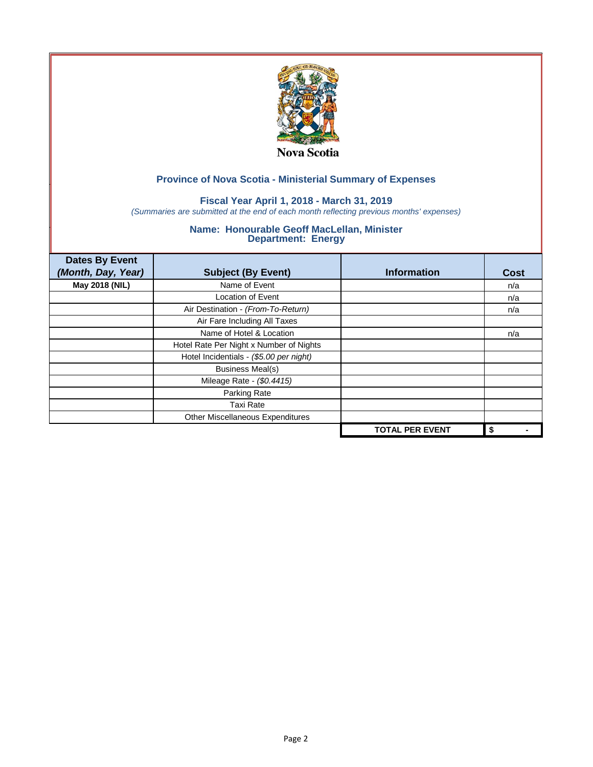Nova Scotia

## Province of Nova Scotia - Ministerial Summary of Expenses

### Fiscal Year April 1, 2018 - March 31, 2019

*(Summaries are submitted at the end of each month reflecting previous months' expenses)*

### Name: Honourable Geoff MacLellan, Minister
### Department: Energy

| Dates By Event *(Month, Day, Year)* | Subject (By Event) | Information | Cost |
|---|---|---|---|
| **May 2018 (NIL)** | Name of Event | | n/a |
| | Location of Event | | n/a |
| | Air Destination - *(From-To-Return)* | | n/a |
| | Air Fare Including All Taxes | | |
| | Name of Hotel & Location | | n/a |
| | Hotel Rate Per Night x Number of Nights | | |
| | Hotel Incidentials - *($5.00 per night)* | | |
| | Business Meal(s) | | |
| | Mileage Rate - *($0.4415)* | | |
| | Parking Rate | | |
| | Taxi Rate | | |
| | Other Miscellaneous Expenditures | | |
| | | **TOTAL PER EVENT** | **$ -** |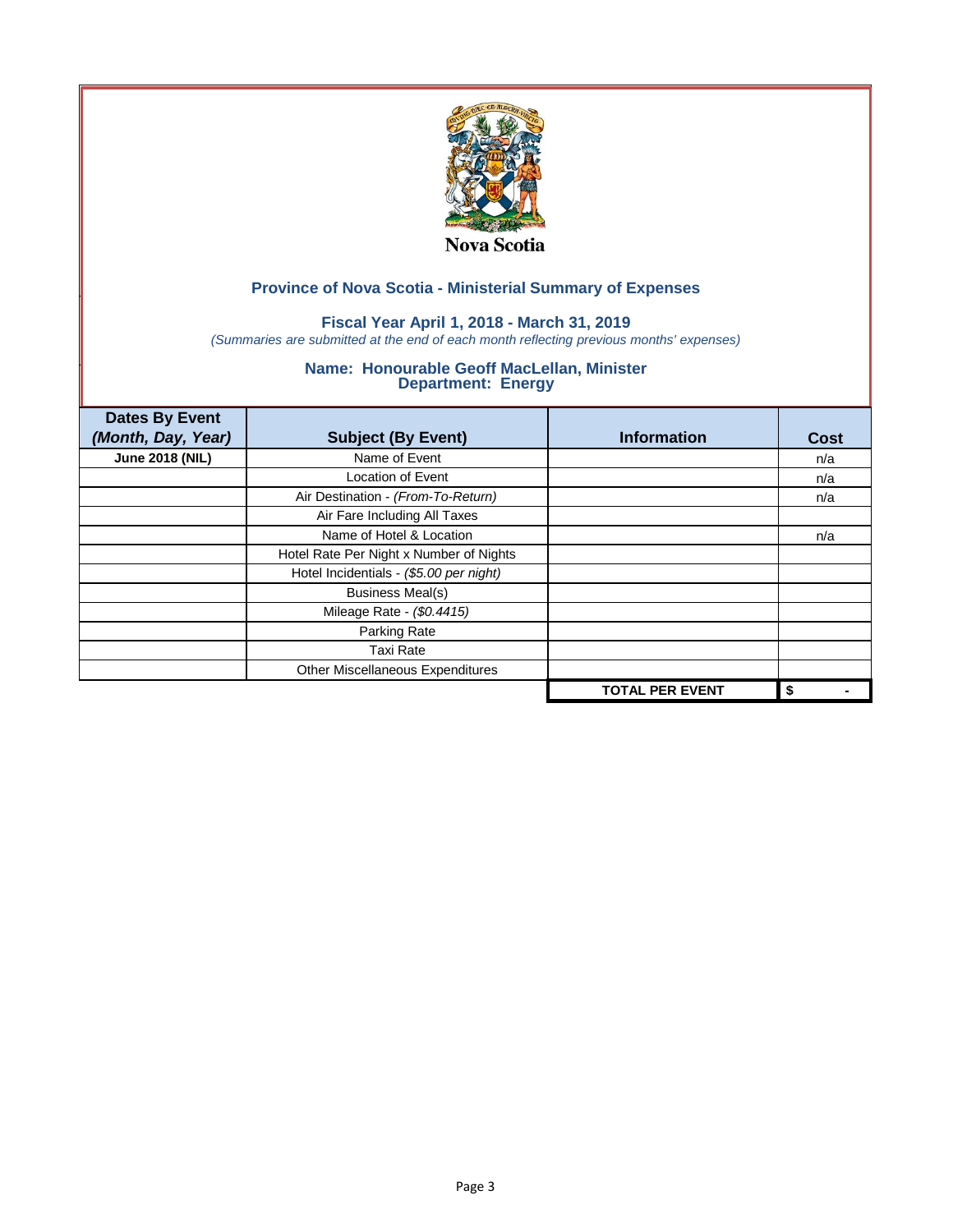Nova Scotia

## Province of Nova Scotia - Ministerial Summary of Expenses

### Fiscal Year April 1, 2018 - March 31, 2019

*(Summaries are submitted at the end of each month reflecting previous months' expenses)*

### Name: Honourable Geoff MacLellan, Minister
### Department: Energy

| Dates By Event *(Month, Day, Year)* | Subject (By Event) | Information | Cost |
|---|---|---|---|
| **June 2018 (NIL)** | Name of Event | | n/a |
| | Location of Event | | n/a |
| | Air Destination - *(From-To-Return)* | | n/a |
| | Air Fare Including All Taxes | | |
| | Name of Hotel & Location | | n/a |
| | Hotel Rate Per Night x Number of Nights | | |
| | Hotel Incidentials - *($5.00 per night)* | | |
| | Business Meal(s) | | |
| | Mileage Rate - *($0.4415)* | | |
| | Parking Rate | | |
| | Taxi Rate | | |
| | Other Miscellaneous Expenditures | | |
| | | **TOTAL PER EVENT** | **$ -** |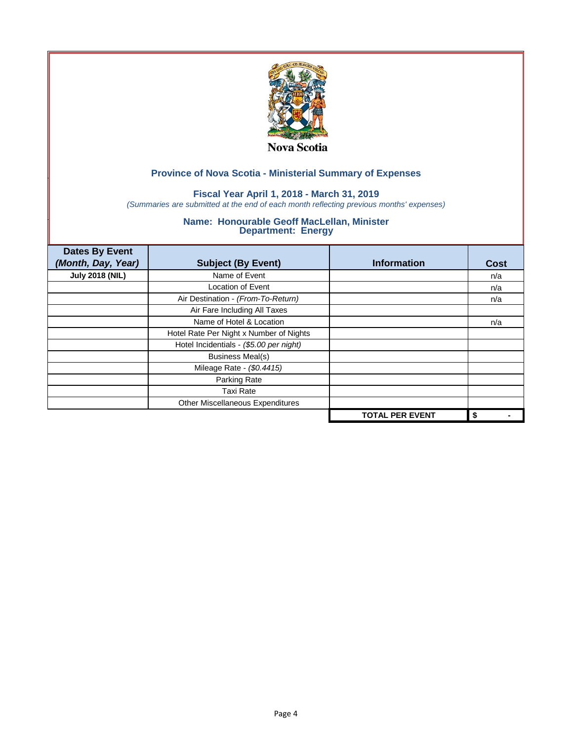Nova Scotia

## Province of Nova Scotia - Ministerial Summary of Expenses

### Fiscal Year April 1, 2018 - March 31, 2019

*(Summaries are submitted at the end of each month reflecting previous months' expenses)*

### Name: Honourable Geoff MacLellan, Minister
### Department: Energy

| Dates By Event *(Month, Day, Year)* | Subject (By Event) | Information | Cost |
|---|---|---|---|
| **July 2018 (NIL)** | Name of Event | | n/a |
| | Location of Event | | n/a |
| | Air Destination - *(From-To-Return)* | | n/a |
| | Air Fare Including All Taxes | | |
| | Name of Hotel & Location | | n/a |
| | Hotel Rate Per Night x Number of Nights | | |
| | Hotel Incidentials - *($5.00 per night)* | | |
| | Business Meal(s) | | |
| | Mileage Rate - *($0.4415)* | | |
| | Parking Rate | | |
| | Taxi Rate | | |
| | Other Miscellaneous Expenditures | | |
| | | **TOTAL PER EVENT** | **$ -** |